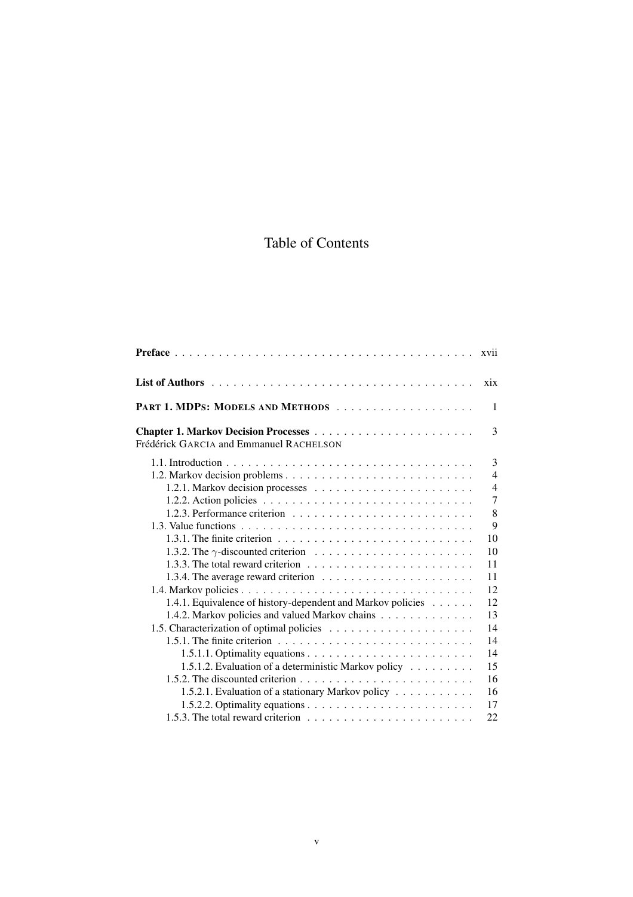# Table of Contents

**Preface** . . . . . . . . . . . . . . . . . . . . . . . . . . . . . . . . . . . . . . . . . xvii

**List of Authors** . . . . . . . . . . . . . . . . . . . . . . . . . . . . . . . . . . . . . xix

**PART 1. MDPS: MODELS AND METHODS** . . . . . . . . . . . . . . . . . . . 1

**Chapter 1. Markov Decision Processes** . . . . . . . . . . . . . . . . . . . . . . 3
Frédérick GARCIA and Emmanuel RACHELSON

- 1.1. Introduction . . . . . . . . . . . . . . . . . . . . . . . . . . . . . . . . . . 3
- 1.2. Markov decision problems . . . . . . . . . . . . . . . . . . . . . . . . . 4
  - 1.2.1. Markov decision processes . . . . . . . . . . . . . . . . . . . . . . 4
  - 1.2.2. Action policies . . . . . . . . . . . . . . . . . . . . . . . . . . . . 7
  - 1.2.3. Performance criterion . . . . . . . . . . . . . . . . . . . . . . . . 8
- 1.3. Value functions . . . . . . . . . . . . . . . . . . . . . . . . . . . . . . . 9
  - 1.3.1. The finite criterion . . . . . . . . . . . . . . . . . . . . . . . . . . 10
  - 1.3.2. The $\gamma$-discounted criterion . . . . . . . . . . . . . . . . . . . . . . 10
  - 1.3.3. The total reward criterion . . . . . . . . . . . . . . . . . . . . . . . 11
  - 1.3.4. The average reward criterion . . . . . . . . . . . . . . . . . . . . . 11
- 1.4. Markov policies . . . . . . . . . . . . . . . . . . . . . . . . . . . . . . . 12
  - 1.4.1. Equivalence of history-dependent and Markov policies . . . . . . 12
  - 1.4.2. Markov policies and valued Markov chains . . . . . . . . . . . . . 13
- 1.5. Characterization of optimal policies . . . . . . . . . . . . . . . . . . . . 14
  - 1.5.1. The finite criterion . . . . . . . . . . . . . . . . . . . . . . . . . . 14
    - 1.5.1.1. Optimality equations . . . . . . . . . . . . . . . . . . . . . . . 14
    - 1.5.1.2. Evaluation of a deterministic Markov policy . . . . . . . . . 15
  - 1.5.2. The discounted criterion . . . . . . . . . . . . . . . . . . . . . . . . 16
    - 1.5.2.1. Evaluation of a stationary Markov policy . . . . . . . . . . . 16
    - 1.5.2.2. Optimality equations . . . . . . . . . . . . . . . . . . . . . . . 17
  - 1.5.3. The total reward criterion . . . . . . . . . . . . . . . . . . . . . . . 22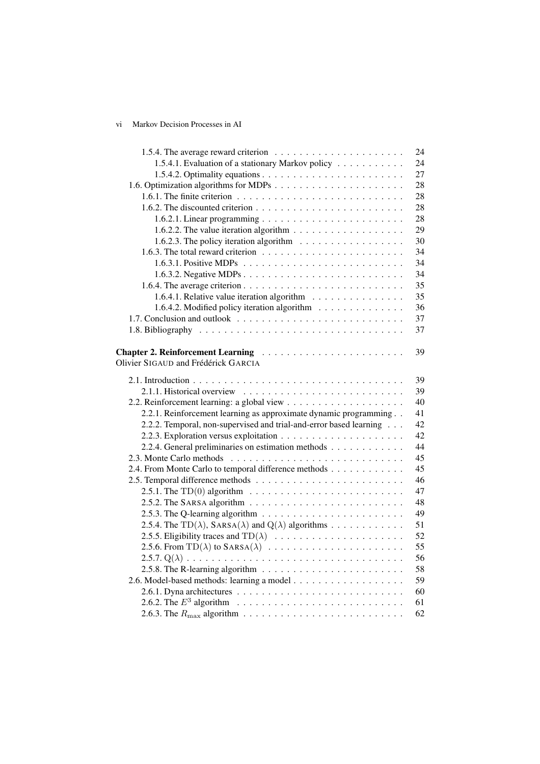1.5.4. The average reward criterion . . . . . . . . . . . . . . . . . . . . . 24
1.5.4.1. Evaluation of a stationary Markov policy . . . . . . . . . . . 24
1.5.4.2. Optimality equations . . . . . . . . . . . . . . . . . . . . . . . . 27
1.6. Optimization algorithms for MDPs . . . . . . . . . . . . . . . . . . . . . 28
1.6.1. The finite criterion . . . . . . . . . . . . . . . . . . . . . . . . . . 28
1.6.2. The discounted criterion . . . . . . . . . . . . . . . . . . . . . . . . 28
1.6.2.1. Linear programming . . . . . . . . . . . . . . . . . . . . . . . . 28
1.6.2.2. The value iteration algorithm . . . . . . . . . . . . . . . . . . 29
1.6.2.3. The policy iteration algorithm . . . . . . . . . . . . . . . . . 30
1.6.3. The total reward criterion . . . . . . . . . . . . . . . . . . . . . . . 34
1.6.3.1. Positive MDPs . . . . . . . . . . . . . . . . . . . . . . . . . . 34
1.6.3.2. Negative MDPs . . . . . . . . . . . . . . . . . . . . . . . . . . 34
1.6.4. The average criterion . . . . . . . . . . . . . . . . . . . . . . . . . . 35
1.6.4.1. Relative value iteration algorithm . . . . . . . . . . . . . . . 35
1.6.4.2. Modified policy iteration algorithm . . . . . . . . . . . . . . 36
1.7. Conclusion and outlook . . . . . . . . . . . . . . . . . . . . . . . . . . 37
1.8. Bibliography . . . . . . . . . . . . . . . . . . . . . . . . . . . . . . . . 37

**Chapter 2. Reinforcement Learning** . . . . . . . . . . . . . . . . . . . . . . 39
Olivier SIGAUD and Frédérick GARCIA

2.1. Introduction . . . . . . . . . . . . . . . . . . . . . . . . . . . . . . . . . 39
2.1.1. Historical overview . . . . . . . . . . . . . . . . . . . . . . . . . . 39
2.2. Reinforcement learning: a global view . . . . . . . . . . . . . . . . . . 40
2.2.1. Reinforcement learning as approximate dynamic programming . . 41
2.2.2. Temporal, non-supervised and trial-and-error based learning . . . 42
2.2.3. Exploration versus exploitation . . . . . . . . . . . . . . . . . . . . 42
2.2.4. General preliminaries on estimation methods . . . . . . . . . . . . 44
2.3. Monte Carlo methods . . . . . . . . . . . . . . . . . . . . . . . . . . . . 45
2.4. From Monte Carlo to temporal difference methods . . . . . . . . . . . 45
2.5. Temporal difference methods . . . . . . . . . . . . . . . . . . . . . . . 46
2.5.1. The $\mathrm{TD}(0)$ algorithm . . . . . . . . . . . . . . . . . . . . . . . 47
2.5.2. The SARSA algorithm . . . . . . . . . . . . . . . . . . . . . . . . . 48
2.5.3. The Q-learning algorithm . . . . . . . . . . . . . . . . . . . . . . . 49
2.5.4. The $\mathrm{TD}(\lambda)$, SARSA$(\lambda)$ and $\mathrm{Q}(\lambda)$ algorithms . . . . . . . . . . . . 51
2.5.5. Eligibility traces and $\mathrm{TD}(\lambda)$ . . . . . . . . . . . . . . . . . . . . 52
2.5.6. From $\mathrm{TD}(\lambda)$ to SARSA$(\lambda)$ . . . . . . . . . . . . . . . . . . . . . 55
2.5.7. $\mathrm{Q}(\lambda)$ . . . . . . . . . . . . . . . . . . . . . . . . . . . . . . . . . . 56
2.5.8. The R-learning algorithm . . . . . . . . . . . . . . . . . . . . . . . 58
2.6. Model-based methods: learning a model . . . . . . . . . . . . . . . . . 59
2.6.1. Dyna architectures . . . . . . . . . . . . . . . . . . . . . . . . . . . 60
2.6.2. The $E^3$ algorithm . . . . . . . . . . . . . . . . . . . . . . . . . . . 61
2.6.3. The $R_{\max}$ algorithm . . . . . . . . . . . . . . . . . . . . . . . . . . 62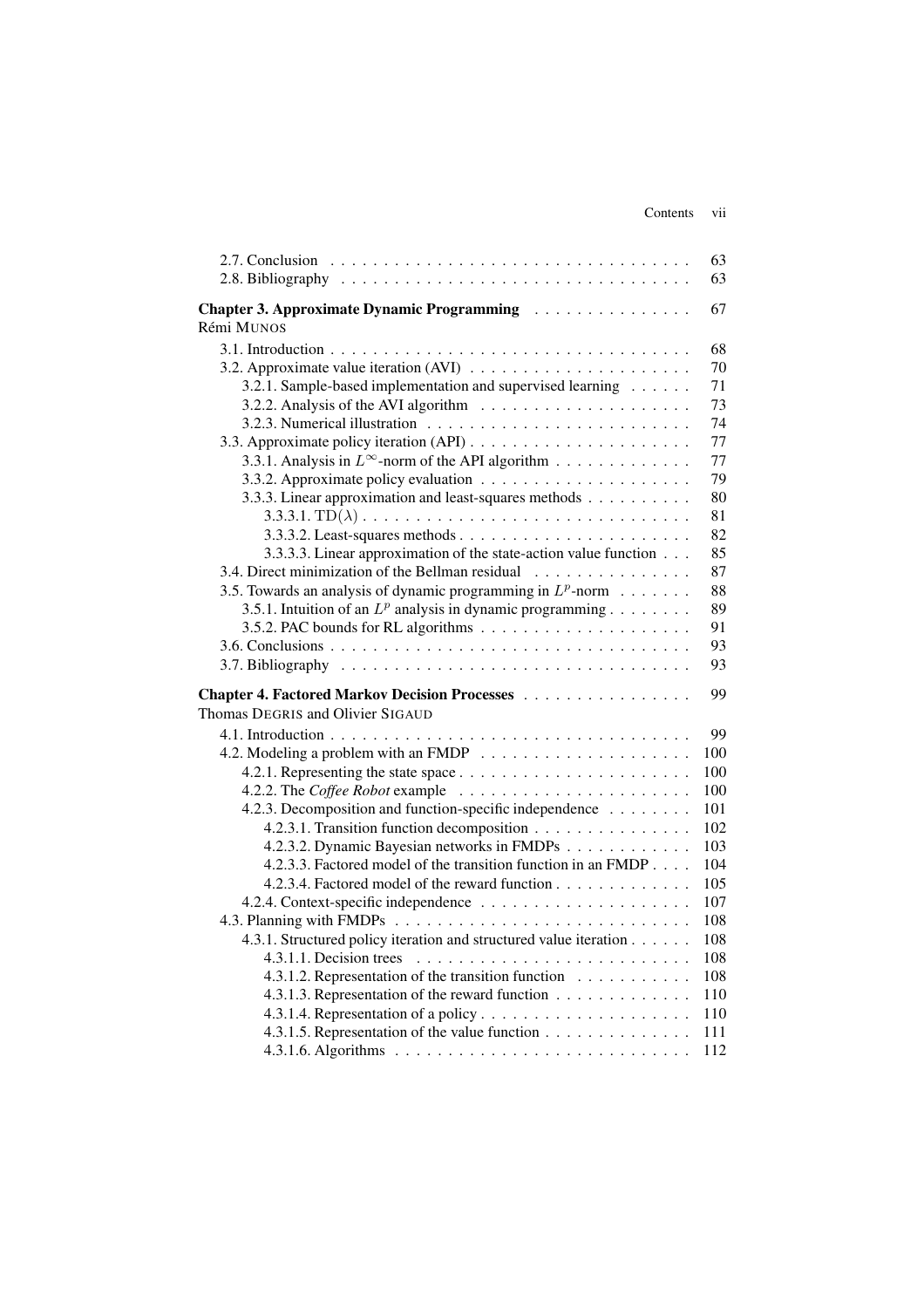2.7. Conclusion . . . . . 63
2.8. Bibliography . . . . . 63

**Chapter 3. Approximate Dynamic Programming** . . . . . 67
Rémi MUNOS

3.1. Introduction . . . . . 68
3.2. Approximate value iteration (AVI) . . . . . 70
3.2.1. Sample-based implementation and supervised learning . . . . . 71
3.2.2. Analysis of the AVI algorithm . . . . . 73
3.2.3. Numerical illustration . . . . . 74
3.3. Approximate policy iteration (API) . . . . . 77
3.3.1. Analysis in $L^\infty$-norm of the API algorithm . . . . . 77
3.3.2. Approximate policy evaluation . . . . . 79
3.3.3. Linear approximation and least-squares methods . . . . . 80
3.3.3.1. TD($\lambda$) . . . . . 81
3.3.3.2. Least-squares methods . . . . . 82
3.3.3.3. Linear approximation of the state-action value function . . . 85
3.4. Direct minimization of the Bellman residual . . . . . 87
3.5. Towards an analysis of dynamic programming in $L^p$-norm . . . . . 88
3.5.1. Intuition of an $L^p$ analysis in dynamic programming . . . . . 89
3.5.2. PAC bounds for RL algorithms . . . . . 91
3.6. Conclusions . . . . . 93
3.7. Bibliography . . . . . 93

**Chapter 4. Factored Markov Decision Processes** . . . . . 99
Thomas DEGRIS and Olivier SIGAUD

4.1. Introduction . . . . . 99
4.2. Modeling a problem with an FMDP . . . . . 100
4.2.1. Representing the state space . . . . . 100
4.2.2. The *Coffee Robot* example . . . . . 100
4.2.3. Decomposition and function-specific independence . . . . . 101
4.2.3.1. Transition function decomposition . . . . . 102
4.2.3.2. Dynamic Bayesian networks in FMDPs . . . . . 103
4.2.3.3. Factored model of the transition function in an FMDP . . . . 104
4.2.3.4. Factored model of the reward function . . . . . 105
4.2.4. Context-specific independence . . . . . 107
4.3. Planning with FMDPs . . . . . 108
4.3.1. Structured policy iteration and structured value iteration . . . . . 108
4.3.1.1. Decision trees . . . . . 108
4.3.1.2. Representation of the transition function . . . . . 108
4.3.1.3. Representation of the reward function . . . . . 110
4.3.1.4. Representation of a policy . . . . . 110
4.3.1.5. Representation of the value function . . . . . 111
4.3.1.6. Algorithms . . . . . 112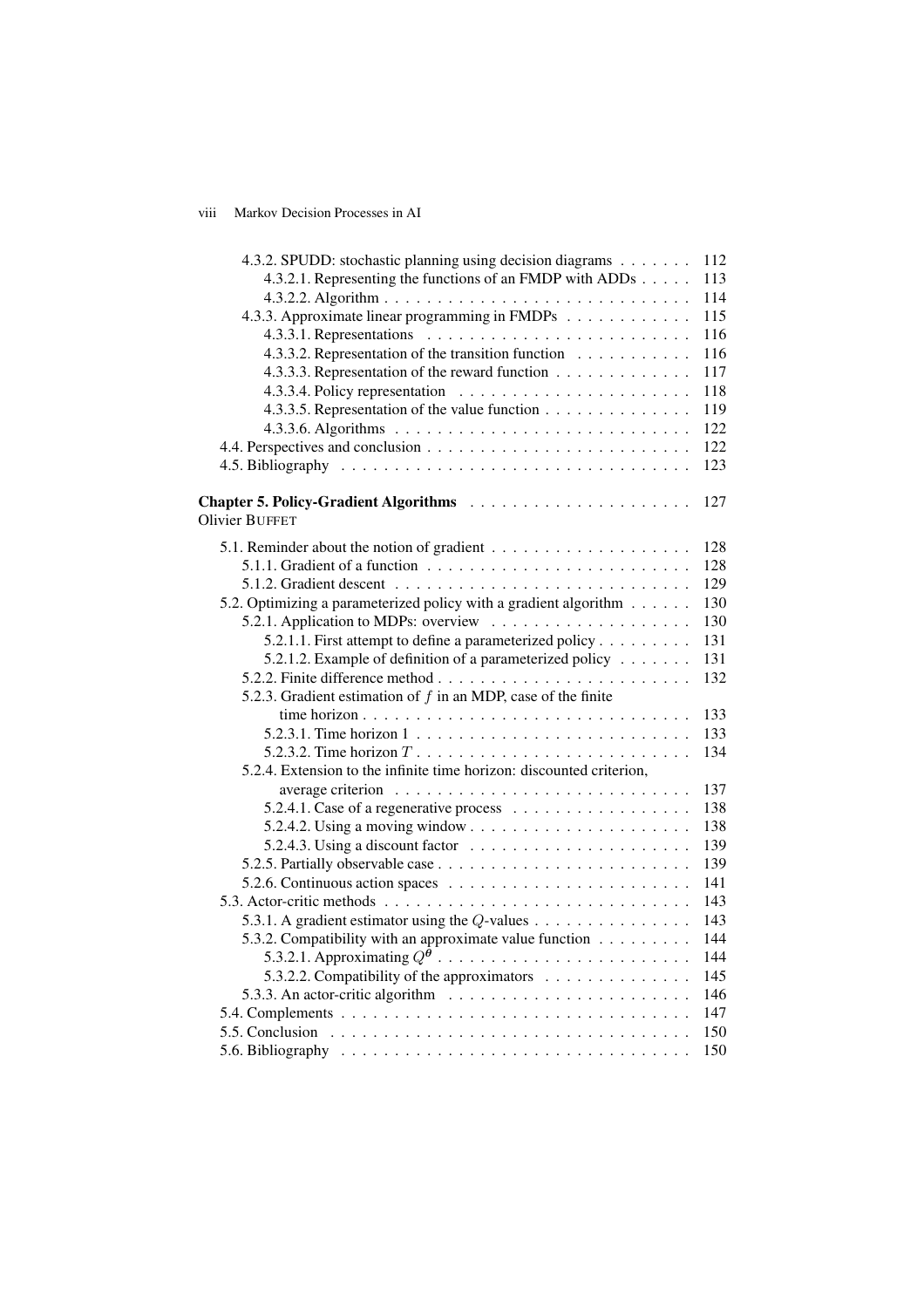4.3.2. SPUDD: stochastic planning using decision diagrams . . . . . . . 112
4.3.2.1. Representing the functions of an FMDP with ADDs . . . . . 113
4.3.2.2. Algorithm . . . . . . . . . . . . . . . . . . . . . . . . . . . . 114
4.3.3. Approximate linear programming in FMDPs . . . . . . . . . . . . 115
4.3.3.1. Representations . . . . . . . . . . . . . . . . . . . . . . . . . 116
4.3.3.2. Representation of the transition function . . . . . . . . . . . 116
4.3.3.3. Representation of the reward function . . . . . . . . . . . . . 117
4.3.3.4. Policy representation . . . . . . . . . . . . . . . . . . . . . . 118
4.3.3.5. Representation of the value function . . . . . . . . . . . . . . 119
4.3.3.6. Algorithms . . . . . . . . . . . . . . . . . . . . . . . . . . . . 122
4.4. Perspectives and conclusion . . . . . . . . . . . . . . . . . . . . . . . . 122
4.5. Bibliography . . . . . . . . . . . . . . . . . . . . . . . . . . . . . . . . 123

**Chapter 5. Policy-Gradient Algorithms** . . . . . . . . . . . . . . . . . . . . 127
Olivier BUFFET

5.1. Reminder about the notion of gradient . . . . . . . . . . . . . . . . . . 128
5.1.1. Gradient of a function . . . . . . . . . . . . . . . . . . . . . . . . . 128
5.1.2. Gradient descent . . . . . . . . . . . . . . . . . . . . . . . . . . . . 129
5.2. Optimizing a parameterized policy with a gradient algorithm . . . . . . 130
5.2.1. Application to MDPs: overview . . . . . . . . . . . . . . . . . . . 130
5.2.1.1. First attempt to define a parameterized policy . . . . . . . . . 131
5.2.1.2. Example of definition of a parameterized policy . . . . . . . 131
5.2.2. Finite difference method . . . . . . . . . . . . . . . . . . . . . . . . 132
5.2.3. Gradient estimation of $f$ in an MDP, case of the finite time horizon . . . . . . . . . . . . . . . . . . . . . . . . . . . . . . . 133
5.2.3.1. Time horizon 1 . . . . . . . . . . . . . . . . . . . . . . . . . . 133
5.2.3.2. Time horizon $T$ . . . . . . . . . . . . . . . . . . . . . . . . . 134
5.2.4. Extension to the infinite time horizon: discounted criterion, average criterion . . . . . . . . . . . . . . . . . . . . . . . . . . . 137
5.2.4.1. Case of a regenerative process . . . . . . . . . . . . . . . . . 138
5.2.4.2. Using a moving window . . . . . . . . . . . . . . . . . . . . . 138
5.2.4.3. Using a discount factor . . . . . . . . . . . . . . . . . . . . . 139
5.2.5. Partially observable case . . . . . . . . . . . . . . . . . . . . . . . . 139
5.2.6. Continuous action spaces . . . . . . . . . . . . . . . . . . . . . . . 141
5.3. Actor-critic methods . . . . . . . . . . . . . . . . . . . . . . . . . . . . . 143
5.3.1. A gradient estimator using the $Q$-values . . . . . . . . . . . . . . . 143
5.3.2. Compatibility with an approximate value function . . . . . . . . . 144
5.3.2.1. Approximating $Q^{\theta}$ . . . . . . . . . . . . . . . . . . . . . . . . 144
5.3.2.2. Compatibility of the approximators . . . . . . . . . . . . . . 145
5.3.3. An actor-critic algorithm . . . . . . . . . . . . . . . . . . . . . . . 146
5.4. Complements . . . . . . . . . . . . . . . . . . . . . . . . . . . . . . . . 147
5.5. Conclusion . . . . . . . . . . . . . . . . . . . . . . . . . . . . . . . . . 150
5.6. Bibliography . . . . . . . . . . . . . . . . . . . . . . . . . . . . . . . . 150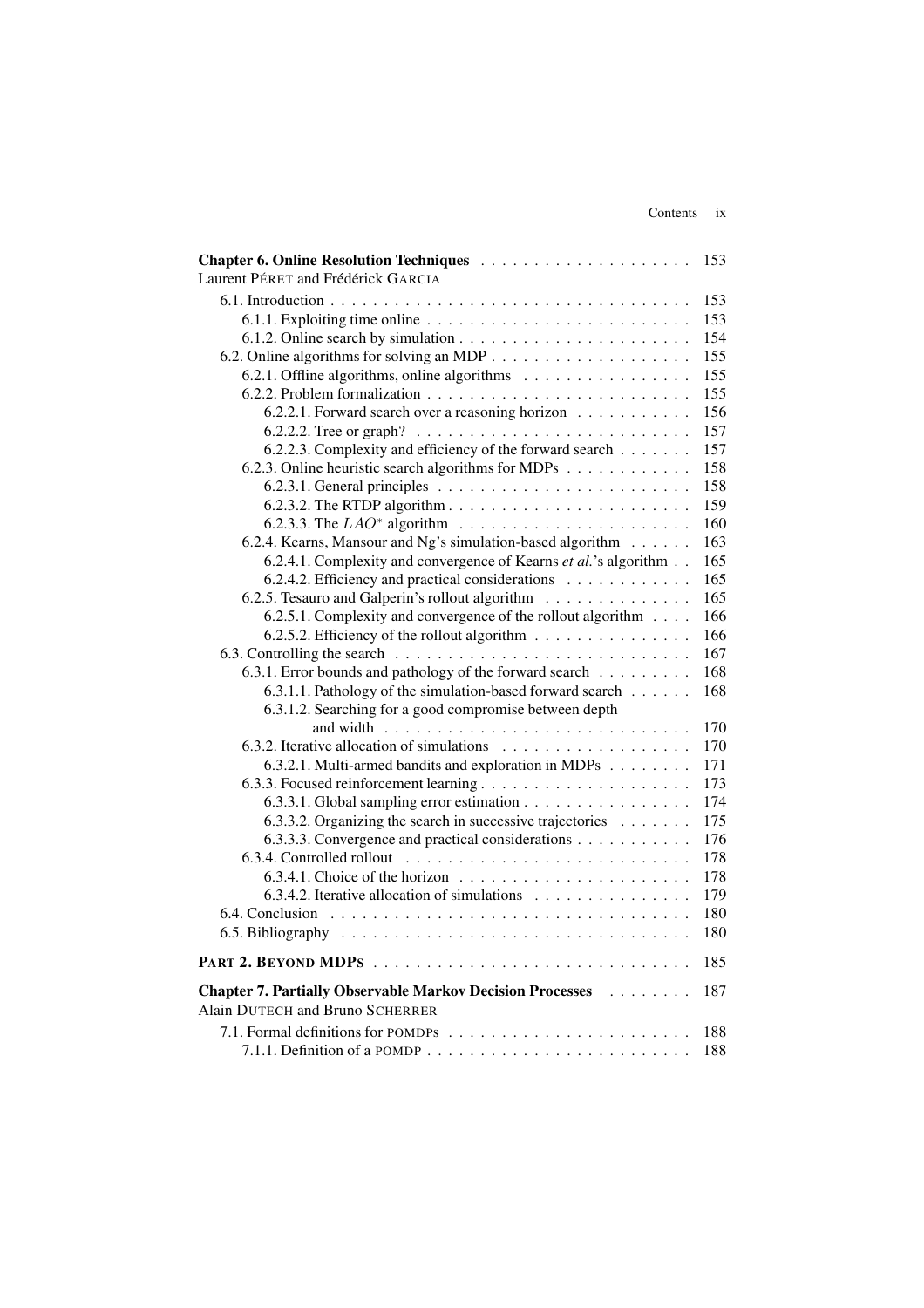**Chapter 6. Online Resolution Techniques** . . . . . . . . . . . . . . . . . . . . 153
Laurent PÉRET and Frédérick GARCIA

- 6.1. Introduction . . . . . . . . . . . . . . . . . . . . . . . . . . . . . . . . . . . 153
  - 6.1.1. Exploiting time online . . . . . . . . . . . . . . . . . . . . . . . . . 153
  - 6.1.2. Online search by simulation . . . . . . . . . . . . . . . . . . . . . . 154
- 6.2. Online algorithms for solving an MDP . . . . . . . . . . . . . . . . . . . 155
  - 6.2.1. Offline algorithms, online algorithms . . . . . . . . . . . . . . . . 155
  - 6.2.2. Problem formalization . . . . . . . . . . . . . . . . . . . . . . . . . 155
    - 6.2.2.1. Forward search over a reasoning horizon . . . . . . . . . . . 156
    - 6.2.2.2. Tree or graph? . . . . . . . . . . . . . . . . . . . . . . . . . 157
    - 6.2.2.3. Complexity and efficiency of the forward search . . . . . . . 157
  - 6.2.3. Online heuristic search algorithms for MDPs . . . . . . . . . . . . 158
    - 6.2.3.1. General principles . . . . . . . . . . . . . . . . . . . . . . . 158
    - 6.2.3.2. The RTDP algorithm . . . . . . . . . . . . . . . . . . . . . . 159
    - 6.2.3.3. The $LAO^*$ algorithm . . . . . . . . . . . . . . . . . . . . . 160
  - 6.2.4. Kearns, Mansour and Ng's simulation-based algorithm . . . . . . 163
    - 6.2.4.1. Complexity and convergence of Kearns *et al.*'s algorithm . . 165
    - 6.2.4.2. Efficiency and practical considerations . . . . . . . . . . . . 165
  - 6.2.5. Tesauro and Galperin's rollout algorithm . . . . . . . . . . . . . . 165
    - 6.2.5.1. Complexity and convergence of the rollout algorithm . . . . 166
    - 6.2.5.2. Efficiency of the rollout algorithm . . . . . . . . . . . . . . . 166
- 6.3. Controlling the search . . . . . . . . . . . . . . . . . . . . . . . . . . . . 167
  - 6.3.1. Error bounds and pathology of the forward search . . . . . . . . . 168
    - 6.3.1.1. Pathology of the simulation-based forward search . . . . . . 168
    - 6.3.1.2. Searching for a good compromise between depth and width . . . . . . . . . . . . . . . . . . . . . . . . . . . . 170
  - 6.3.2. Iterative allocation of simulations . . . . . . . . . . . . . . . . . . 170
    - 6.3.2.1. Multi-armed bandits and exploration in MDPs . . . . . . . . 171
  - 6.3.3. Focused reinforcement learning . . . . . . . . . . . . . . . . . . . . 173
    - 6.3.3.1. Global sampling error estimation . . . . . . . . . . . . . . . . 174
    - 6.3.3.2. Organizing the search in successive trajectories . . . . . . . 175
    - 6.3.3.3. Convergence and practical considerations . . . . . . . . . . . 176
  - 6.3.4. Controlled rollout . . . . . . . . . . . . . . . . . . . . . . . . . . . 178
    - 6.3.4.1. Choice of the horizon . . . . . . . . . . . . . . . . . . . . . . 178
    - 6.3.4.2. Iterative allocation of simulations . . . . . . . . . . . . . . . 179
- 6.4. Conclusion . . . . . . . . . . . . . . . . . . . . . . . . . . . . . . . . . . 180
- 6.5. Bibliography . . . . . . . . . . . . . . . . . . . . . . . . . . . . . . . . . 180

**PART 2. BEYOND MDPS** . . . . . . . . . . . . . . . . . . . . . . . . . . . . . 185

**Chapter 7. Partially Observable Markov Decision Processes** . . . . . . . . 187
Alain DUTECH and Bruno SCHERRER

- 7.1. Formal definitions for POMDPS . . . . . . . . . . . . . . . . . . . . . . . 188
  - 7.1.1. Definition of a POMDP . . . . . . . . . . . . . . . . . . . . . . . . . 188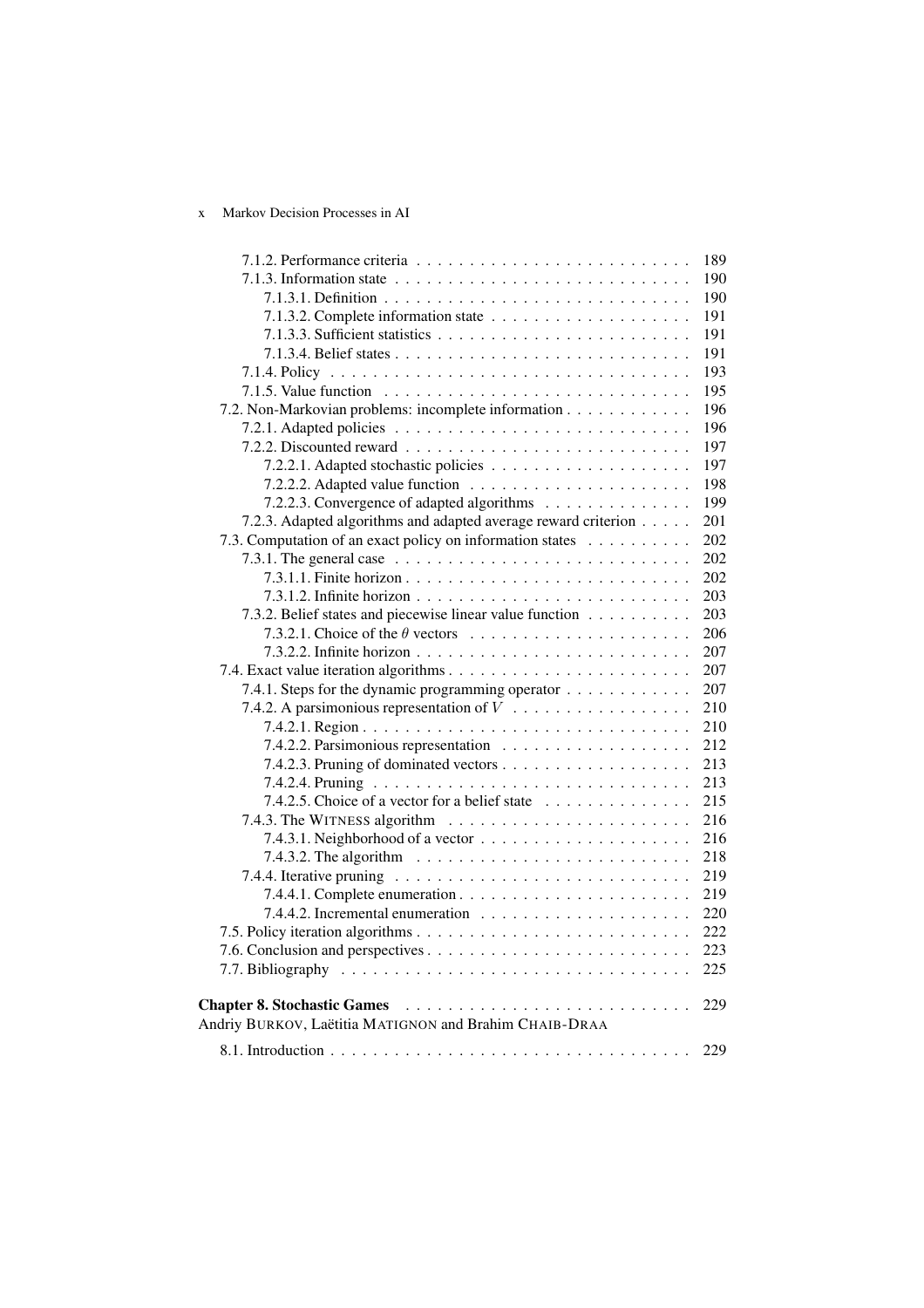7.1.2. Performance criteria . . . . . . . . . . . . . . . . . . . . . . . . . . 189
7.1.3. Information state . . . . . . . . . . . . . . . . . . . . . . . . . . . . 190
7.1.3.1. Definition . . . . . . . . . . . . . . . . . . . . . . . . . . . . . 190
7.1.3.2. Complete information state . . . . . . . . . . . . . . . . . . . 191
7.1.3.3. Sufficient statistics . . . . . . . . . . . . . . . . . . . . . . . . 191
7.1.3.4. Belief states . . . . . . . . . . . . . . . . . . . . . . . . . . . . 191
7.1.4. Policy . . . . . . . . . . . . . . . . . . . . . . . . . . . . . . . . . 193
7.1.5. Value function . . . . . . . . . . . . . . . . . . . . . . . . . . . . 195
7.2. Non-Markovian problems: incomplete information . . . . . . . . . . . 196
7.2.1. Adapted policies . . . . . . . . . . . . . . . . . . . . . . . . . . . 196
7.2.2. Discounted reward . . . . . . . . . . . . . . . . . . . . . . . . . . 197
7.2.2.1. Adapted stochastic policies . . . . . . . . . . . . . . . . . . . 197
7.2.2.2. Adapted value function . . . . . . . . . . . . . . . . . . . . . 198
7.2.2.3. Convergence of adapted algorithms . . . . . . . . . . . . . . 199
7.2.3. Adapted algorithms and adapted average reward criterion . . . . . 201
7.3. Computation of an exact policy on information states . . . . . . . . . 202
7.3.1. The general case . . . . . . . . . . . . . . . . . . . . . . . . . . . 202
7.3.1.1. Finite horizon . . . . . . . . . . . . . . . . . . . . . . . . . . . 202
7.3.1.2. Infinite horizon . . . . . . . . . . . . . . . . . . . . . . . . . . 203
7.3.2. Belief states and piecewise linear value function . . . . . . . . . . 203
7.3.2.1. Choice of the $\theta$ vectors . . . . . . . . . . . . . . . . . . . . 206
7.3.2.2. Infinite horizon . . . . . . . . . . . . . . . . . . . . . . . . . . 207
7.4. Exact value iteration algorithms . . . . . . . . . . . . . . . . . . . . . 207
7.4.1. Steps for the dynamic programming operator . . . . . . . . . . . . 207
7.4.2. A parsimonious representation of $V$ . . . . . . . . . . . . . . . . 210
7.4.2.1. Region . . . . . . . . . . . . . . . . . . . . . . . . . . . . . . 210
7.4.2.2. Parsimonious representation . . . . . . . . . . . . . . . . . . 212
7.4.2.3. Pruning of dominated vectors . . . . . . . . . . . . . . . . . . 213
7.4.2.4. Pruning . . . . . . . . . . . . . . . . . . . . . . . . . . . . . . 213
7.4.2.5. Choice of a vector for a belief state . . . . . . . . . . . . . . 215
7.4.3. The WITNESS algorithm . . . . . . . . . . . . . . . . . . . . . . . 216
7.4.3.1. Neighborhood of a vector . . . . . . . . . . . . . . . . . . . . 216
7.4.3.2. The algorithm . . . . . . . . . . . . . . . . . . . . . . . . . . 218
7.4.4. Iterative pruning . . . . . . . . . . . . . . . . . . . . . . . . . . . 219
7.4.4.1. Complete enumeration . . . . . . . . . . . . . . . . . . . . . . 219
7.4.4.2. Incremental enumeration . . . . . . . . . . . . . . . . . . . . 220
7.5. Policy iteration algorithms . . . . . . . . . . . . . . . . . . . . . . . . 222
7.6. Conclusion and perspectives . . . . . . . . . . . . . . . . . . . . . . . 223
7.7. Bibliography . . . . . . . . . . . . . . . . . . . . . . . . . . . . . . . 225

**Chapter 8. Stochastic Games** . . . . . . . . . . . . . . . . . . . . . . . . . . 229
Andriy BURKOV, Laëtitia MATIGNON and Brahim CHAIB-DRAA

8.1. Introduction . . . . . . . . . . . . . . . . . . . . . . . . . . . . . . . . . 229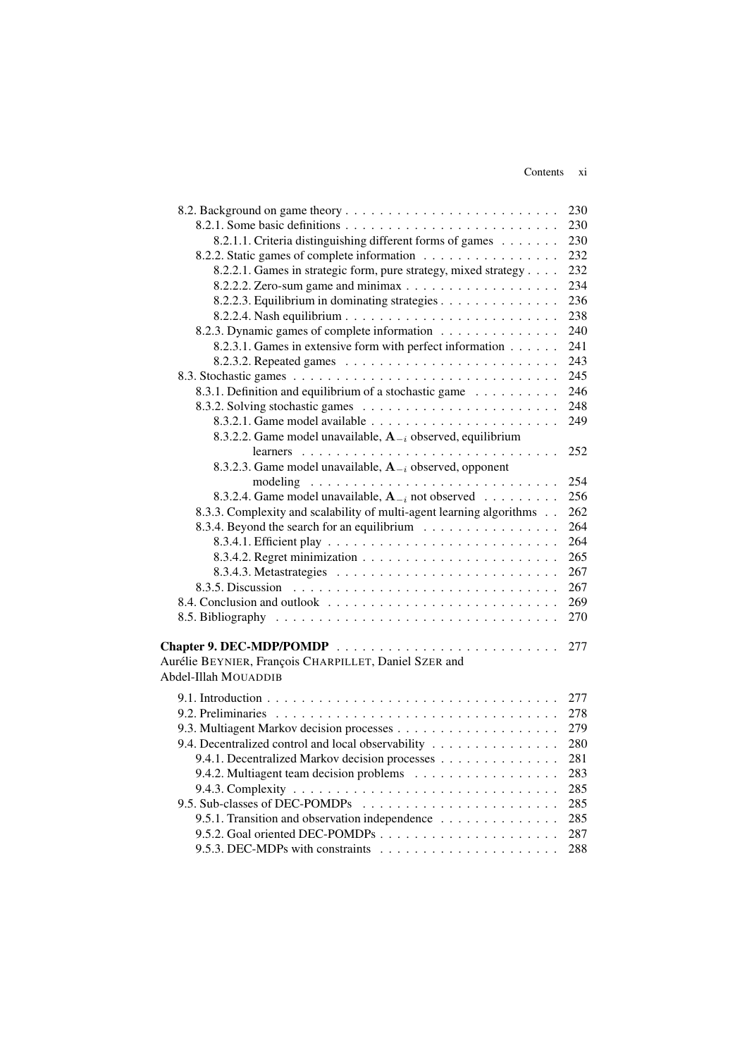8.2. Background on game theory . . . . . . . . . . . . . . . . . . . . . . . . . 230
   8.2.1. Some basic definitions . . . . . . . . . . . . . . . . . . . . . . . . . 230
      8.2.1.1. Criteria distinguishing different forms of games . . . . . . . 230
   8.2.2. Static games of complete information . . . . . . . . . . . . . . . . 232
      8.2.2.1. Games in strategic form, pure strategy, mixed strategy . . . . 232
      8.2.2.2. Zero-sum game and minimax . . . . . . . . . . . . . . . . . . 234
      8.2.2.3. Equilibrium in dominating strategies . . . . . . . . . . . . . . 236
      8.2.2.4. Nash equilibrium . . . . . . . . . . . . . . . . . . . . . . . . . 238
   8.2.3. Dynamic games of complete information . . . . . . . . . . . . . 240
      8.2.3.1. Games in extensive form with perfect information . . . . . . 241
      8.2.3.2. Repeated games . . . . . . . . . . . . . . . . . . . . . . . . . 243
8.3. Stochastic games . . . . . . . . . . . . . . . . . . . . . . . . . . . . . . . 245
   8.3.1. Definition and equilibrium of a stochastic game . . . . . . . . . . 246
   8.3.2. Solving stochastic games . . . . . . . . . . . . . . . . . . . . . . . 248
      8.3.2.1. Game model available . . . . . . . . . . . . . . . . . . . . . . 249
      8.3.2.2. Game model unavailable, $\mathbf{A}_{-i}$ observed, equilibrium learners . . . . . . . . . . . . . . . . . . . . . . . . . . . . . 252
      8.3.2.3. Game model unavailable, $\mathbf{A}_{-i}$ observed, opponent modeling . . . . . . . . . . . . . . . . . . . . . . . . . . . . 254
      8.3.2.4. Game model unavailable, $\mathbf{A}_{-i}$ not observed . . . . . . . . . 256
   8.3.3. Complexity and scalability of multi-agent learning algorithms . . 262
   8.3.4. Beyond the search for an equilibrium . . . . . . . . . . . . . . . . 264
      8.3.4.1. Efficient play . . . . . . . . . . . . . . . . . . . . . . . . . . . 264
      8.3.4.2. Regret minimization . . . . . . . . . . . . . . . . . . . . . . . 265
      8.3.4.3. Metastrategies . . . . . . . . . . . . . . . . . . . . . . . . . . 267
   8.3.5. Discussion . . . . . . . . . . . . . . . . . . . . . . . . . . . . . . 267
8.4. Conclusion and outlook . . . . . . . . . . . . . . . . . . . . . . . . . . . 269
8.5. Bibliography . . . . . . . . . . . . . . . . . . . . . . . . . . . . . . . . . 270

**Chapter 9. DEC-MDP/POMDP** . . . . . . . . . . . . . . . . . . . . . . . . . 277
Aurélie BEYNIER, François CHARPILLET, Daniel SZER and Abdel-Illah MOUADDIB

9.1. Introduction . . . . . . . . . . . . . . . . . . . . . . . . . . . . . . . . . . 277
9.2. Preliminaries . . . . . . . . . . . . . . . . . . . . . . . . . . . . . . . . . 278
9.3. Multiagent Markov decision processes . . . . . . . . . . . . . . . . . . . 279
9.4. Decentralized control and local observability . . . . . . . . . . . . . . . 280
   9.4.1. Decentralized Markov decision processes . . . . . . . . . . . . . . 281
   9.4.2. Multiagent team decision problems . . . . . . . . . . . . . . . . . 283
   9.4.3. Complexity . . . . . . . . . . . . . . . . . . . . . . . . . . . . . . 285
9.5. Sub-classes of DEC-POMDPs . . . . . . . . . . . . . . . . . . . . . . . . 285
   9.5.1. Transition and observation independence . . . . . . . . . . . . . . 285
   9.5.2. Goal oriented DEC-POMDPs . . . . . . . . . . . . . . . . . . . . . 287
   9.5.3. DEC-MDPs with constraints . . . . . . . . . . . . . . . . . . . . . 288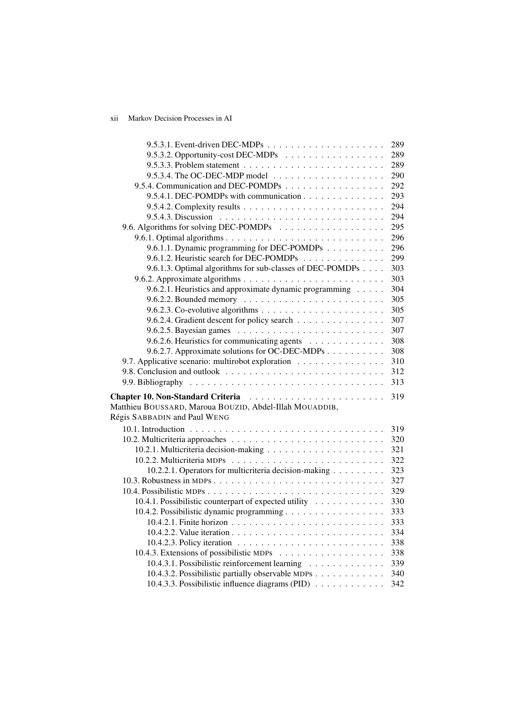9.5.3.1. Event-driven DEC-MDPs . . . . . . . . . . . . . . . . . . . . 289
9.5.3.2. Opportunity-cost DEC-MDPs . . . . . . . . . . . . . . . . . 289
9.5.3.3. Problem statement . . . . . . . . . . . . . . . . . . . . . . . . 289
9.5.3.4. The OC-DEC-MDP model . . . . . . . . . . . . . . . . . . . 290
9.5.4. Communication and DEC-POMDPs . . . . . . . . . . . . . . . . . 292
9.5.4.1. DEC-POMDPs with communication . . . . . . . . . . . . . 293
9.5.4.2. Complexity results . . . . . . . . . . . . . . . . . . . . . . . . 294
9.5.4.3. Discussion . . . . . . . . . . . . . . . . . . . . . . . . . . . . 294
9.6. Algorithms for solving DEC-POMDPs . . . . . . . . . . . . . . . . . . 295
9.6.1. Optimal algorithms . . . . . . . . . . . . . . . . . . . . . . . . . . . 296
9.6.1.1. Dynamic programming for DEC-POMDPs . . . . . . . . . . 296
9.6.1.2. Heuristic search for DEC-POMDPs . . . . . . . . . . . . . . 299
9.6.1.3. Optimal algorithms for sub-classes of DEC-POMDPs . . . . 303
9.6.2. Approximate algorithms . . . . . . . . . . . . . . . . . . . . . . . . 303
9.6.2.1. Heuristics and approximate dynamic programming . . . . . 304
9.6.2.2. Bounded memory . . . . . . . . . . . . . . . . . . . . . . . . 305
9.6.2.3. Co-evolutive algorithms . . . . . . . . . . . . . . . . . . . . . 305
9.6.2.4. Gradient descent for policy search . . . . . . . . . . . . . . . 307
9.6.2.5. Bayesian games . . . . . . . . . . . . . . . . . . . . . . . . . 307
9.6.2.6. Heuristics for communicating agents . . . . . . . . . . . . . 308
9.6.2.7. Approximate solutions for OC-DEC-MDPs . . . . . . . . . . 308
9.7. Applicative scenario: multirobot exploration . . . . . . . . . . . . . . . 310
9.8. Conclusion and outlook . . . . . . . . . . . . . . . . . . . . . . . . . . . 312
9.9. Bibliography . . . . . . . . . . . . . . . . . . . . . . . . . . . . . . . . . 313

**Chapter 10. Non-Standard Criteria** . . . . . . . . . . . . . . . . . . . . . . . 319
Matthieu BOUSSARD, Maroua BOUZID, Abdel-Illah MOUADDIB, Régis SABBADIN and Paul WENG

10.1. Introduction . . . . . . . . . . . . . . . . . . . . . . . . . . . . . . . . . 319
10.2. Multicriteria approaches . . . . . . . . . . . . . . . . . . . . . . . . . . 320
10.2.1. Multicriteria decision-making . . . . . . . . . . . . . . . . . . . . 321
10.2.2. Multicriteria MDPs . . . . . . . . . . . . . . . . . . . . . . . . . . 322
10.2.2.1. Operators for multicriteria decision-making . . . . . . . . . 323
10.3. Robustness in MDPs . . . . . . . . . . . . . . . . . . . . . . . . . . . . 327
10.4. Possibilistic MDPs . . . . . . . . . . . . . . . . . . . . . . . . . . . . . 329
10.4.1. Possibilistic counterpart of expected utility . . . . . . . . . . . . 330
10.4.2. Possibilistic dynamic programming . . . . . . . . . . . . . . . . . 333
10.4.2.1. Finite horizon . . . . . . . . . . . . . . . . . . . . . . . . . . 333
10.4.2.2. Value iteration . . . . . . . . . . . . . . . . . . . . . . . . . . 334
10.4.2.3. Policy iteration . . . . . . . . . . . . . . . . . . . . . . . . . 338
10.4.3. Extensions of possibilistic MDPs . . . . . . . . . . . . . . . . . . 338
10.4.3.1. Possibilistic reinforcement learning . . . . . . . . . . . . . . 339
10.4.3.2. Possibilistic partially observable MDPs . . . . . . . . . . . . 340
10.4.3.3. Possibilistic influence diagrams (PID) . . . . . . . . . . . . 342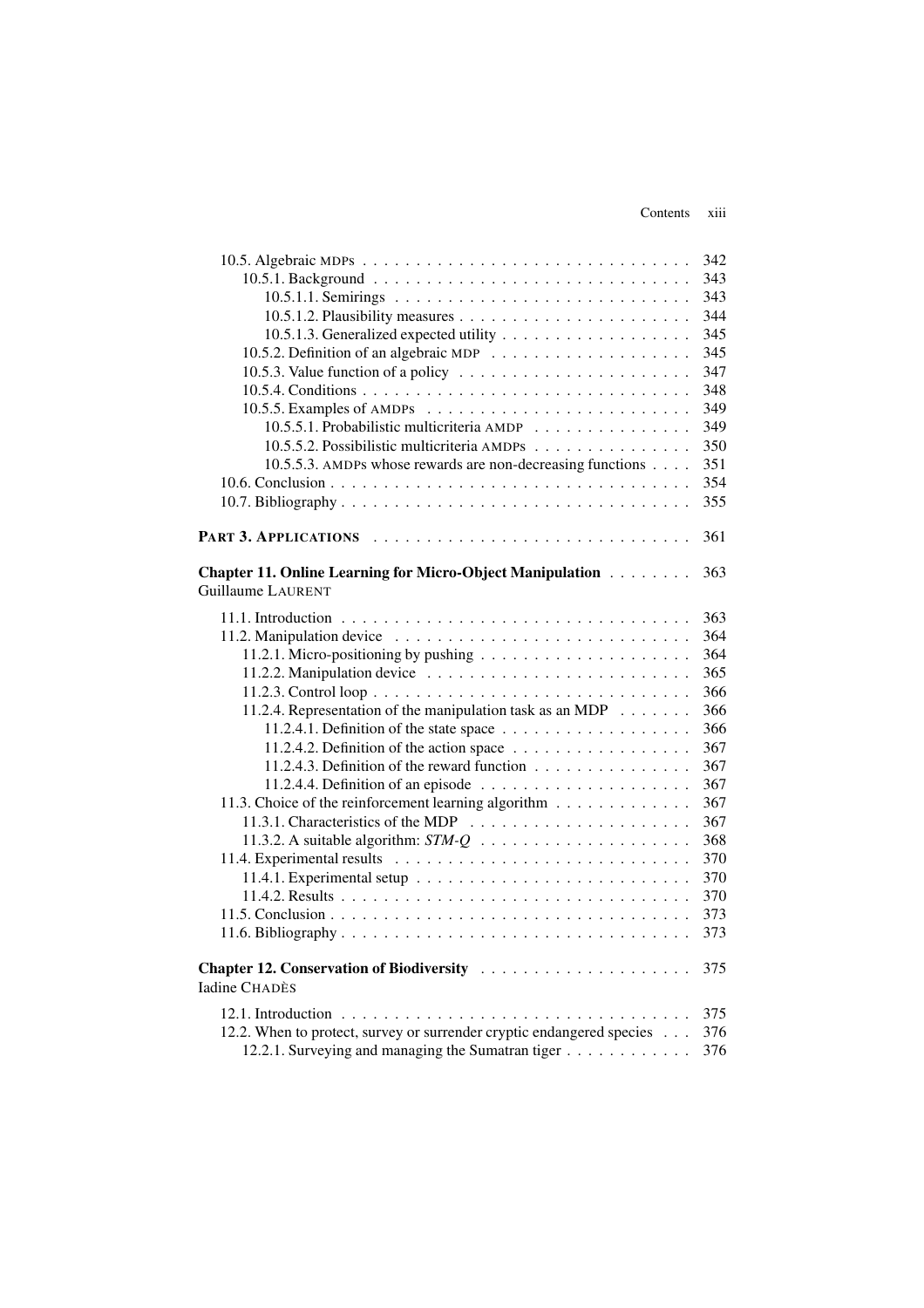10.5. Algebraic MDPs . . . . . . . . . . . . . . . . . . . . . . . . . . . . . . 342
10.5.1. Background . . . . . . . . . . . . . . . . . . . . . . . . . . . . . 343
10.5.1.1. Semirings . . . . . . . . . . . . . . . . . . . . . . . . . . . 343
10.5.1.2. Plausibility measures . . . . . . . . . . . . . . . . . . . . . . 344
10.5.1.3. Generalized expected utility . . . . . . . . . . . . . . . . . . 345
10.5.2. Definition of an algebraic MDP . . . . . . . . . . . . . . . . . . . 345
10.5.3. Value function of a policy . . . . . . . . . . . . . . . . . . . . . . 347
10.5.4. Conditions . . . . . . . . . . . . . . . . . . . . . . . . . . . . . . 348
10.5.5. Examples of AMDPs . . . . . . . . . . . . . . . . . . . . . . . . . 349
10.5.5.1. Probabilistic multicriteria AMDP . . . . . . . . . . . . . . . 349
10.5.5.2. Possibilistic multicriteria AMDPs . . . . . . . . . . . . . . . 350
10.5.5.3. AMDPs whose rewards are non-decreasing functions . . . . 351
10.6. Conclusion . . . . . . . . . . . . . . . . . . . . . . . . . . . . . . . . . 354
10.7. Bibliography . . . . . . . . . . . . . . . . . . . . . . . . . . . . . . . . 355

**PART 3. APPLICATIONS** . . . . . . . . . . . . . . . . . . . . . . . . . . . . 361

**Chapter 11. Online Learning for Micro-Object Manipulation** . . . . . . . . 363
Guillaume LAURENT

11.1. Introduction . . . . . . . . . . . . . . . . . . . . . . . . . . . . . . . . 363
11.2. Manipulation device . . . . . . . . . . . . . . . . . . . . . . . . . . . . 364
11.2.1. Micro-positioning by pushing . . . . . . . . . . . . . . . . . . . . 364
11.2.2. Manipulation device . . . . . . . . . . . . . . . . . . . . . . . . . 365
11.2.3. Control loop . . . . . . . . . . . . . . . . . . . . . . . . . . . . . 366
11.2.4. Representation of the manipulation task as an MDP . . . . . . . 366
11.2.4.1. Definition of the state space . . . . . . . . . . . . . . . . . . 366
11.2.4.2. Definition of the action space . . . . . . . . . . . . . . . . . 367
11.2.4.3. Definition of the reward function . . . . . . . . . . . . . . . 367
11.2.4.4. Definition of an episode . . . . . . . . . . . . . . . . . . . . 367
11.3. Choice of the reinforcement learning algorithm . . . . . . . . . . . . . 367
11.3.1. Characteristics of the MDP . . . . . . . . . . . . . . . . . . . . . 367
11.3.2. A suitable algorithm: *STM-Q* . . . . . . . . . . . . . . . . . . . . 368
11.4. Experimental results . . . . . . . . . . . . . . . . . . . . . . . . . . . . 370
11.4.1. Experimental setup . . . . . . . . . . . . . . . . . . . . . . . . . . 370
11.4.2. Results . . . . . . . . . . . . . . . . . . . . . . . . . . . . . . . . 370
11.5. Conclusion . . . . . . . . . . . . . . . . . . . . . . . . . . . . . . . . . 373
11.6. Bibliography . . . . . . . . . . . . . . . . . . . . . . . . . . . . . . . . 373

**Chapter 12. Conservation of Biodiversity** . . . . . . . . . . . . . . . . . . . 375
Iadine CHADÈS

12.1. Introduction . . . . . . . . . . . . . . . . . . . . . . . . . . . . . . . . 375
12.2. When to protect, survey or surrender cryptic endangered species . . . 376
12.2.1. Surveying and managing the Sumatran tiger . . . . . . . . . . . . 376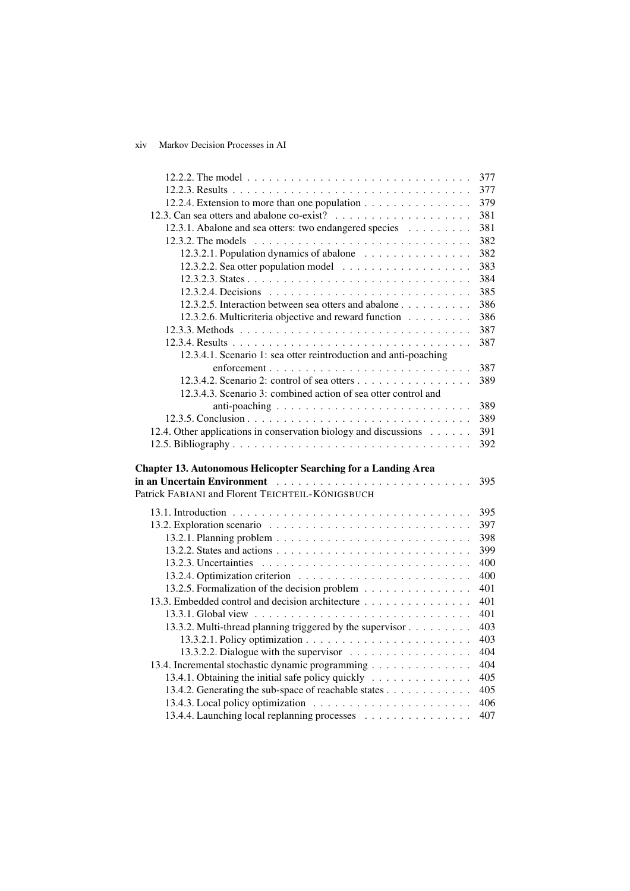12.2.2. The model . . . . . . . . . . . . . . . . . . . . . . . . . . . . . . 377
12.2.3. Results . . . . . . . . . . . . . . . . . . . . . . . . . . . . . . . . 377
12.2.4. Extension to more than one population . . . . . . . . . . . . . . . 379
12.3. Can sea otters and abalone co-exist? . . . . . . . . . . . . . . . . . . . 381
12.3.1. Abalone and sea otters: two endangered species . . . . . . . . . 381
12.3.2. The models . . . . . . . . . . . . . . . . . . . . . . . . . . . . . 382
12.3.2.1. Population dynamics of abalone . . . . . . . . . . . . . . . 382
12.3.2.2. Sea otter population model . . . . . . . . . . . . . . . . . . 383
12.3.2.3. States . . . . . . . . . . . . . . . . . . . . . . . . . . . . . . 384
12.3.2.4. Decisions . . . . . . . . . . . . . . . . . . . . . . . . . . . 385
12.3.2.5. Interaction between sea otters and abalone . . . . . . . . . . 386
12.3.2.6. Multicriteria objective and reward function . . . . . . . . . 386
12.3.3. Methods . . . . . . . . . . . . . . . . . . . . . . . . . . . . . . 387
12.3.4. Results . . . . . . . . . . . . . . . . . . . . . . . . . . . . . . . . 387
12.3.4.1. Scenario 1: sea otter reintroduction and anti-poaching enforcement . . . . . . . . . . . . . . . . . . . . . . . . . . . . 387
12.3.4.2. Scenario 2: control of sea otters . . . . . . . . . . . . . . . . 389
12.3.4.3. Scenario 3: combined action of sea otter control and anti-poaching . . . . . . . . . . . . . . . . . . . . . . . . . . . 389
12.3.5. Conclusion . . . . . . . . . . . . . . . . . . . . . . . . . . . . . . 389
12.4. Other applications in conservation biology and discussions . . . . . . 391
12.5. Bibliography . . . . . . . . . . . . . . . . . . . . . . . . . . . . . . . . 392

**Chapter 13. Autonomous Helicopter Searching for a Landing Area in an Uncertain Environment** . . . . . . . . . . . . . . . . . . . . . . . . . . 395
Patrick FABIANI and Florent TEICHTEIL-KÖNIGSBUCH

13.1. Introduction . . . . . . . . . . . . . . . . . . . . . . . . . . . . . . . . . 395
13.2. Exploration scenario . . . . . . . . . . . . . . . . . . . . . . . . . . . 397
13.2.1. Planning problem . . . . . . . . . . . . . . . . . . . . . . . . . . . 398
13.2.2. States and actions . . . . . . . . . . . . . . . . . . . . . . . . . . . 399
13.2.3. Uncertainties . . . . . . . . . . . . . . . . . . . . . . . . . . . . . 400
13.2.4. Optimization criterion . . . . . . . . . . . . . . . . . . . . . . . . 400
13.2.5. Formalization of the decision problem . . . . . . . . . . . . . . . 401
13.3. Embedded control and decision architecture . . . . . . . . . . . . . . . 401
13.3.1. Global view . . . . . . . . . . . . . . . . . . . . . . . . . . . . . . 401
13.3.2. Multi-thread planning triggered by the supervisor . . . . . . . . . 403
13.3.2.1. Policy optimization . . . . . . . . . . . . . . . . . . . . . . . 403
13.3.2.2. Dialogue with the supervisor . . . . . . . . . . . . . . . . . 404
13.4. Incremental stochastic dynamic programming . . . . . . . . . . . . . . 404
13.4.1. Obtaining the initial safe policy quickly . . . . . . . . . . . . . . 405
13.4.2. Generating the sub-space of reachable states . . . . . . . . . . . . 405
13.4.3. Local policy optimization . . . . . . . . . . . . . . . . . . . . . . 406
13.4.4. Launching local replanning processes . . . . . . . . . . . . . . . 407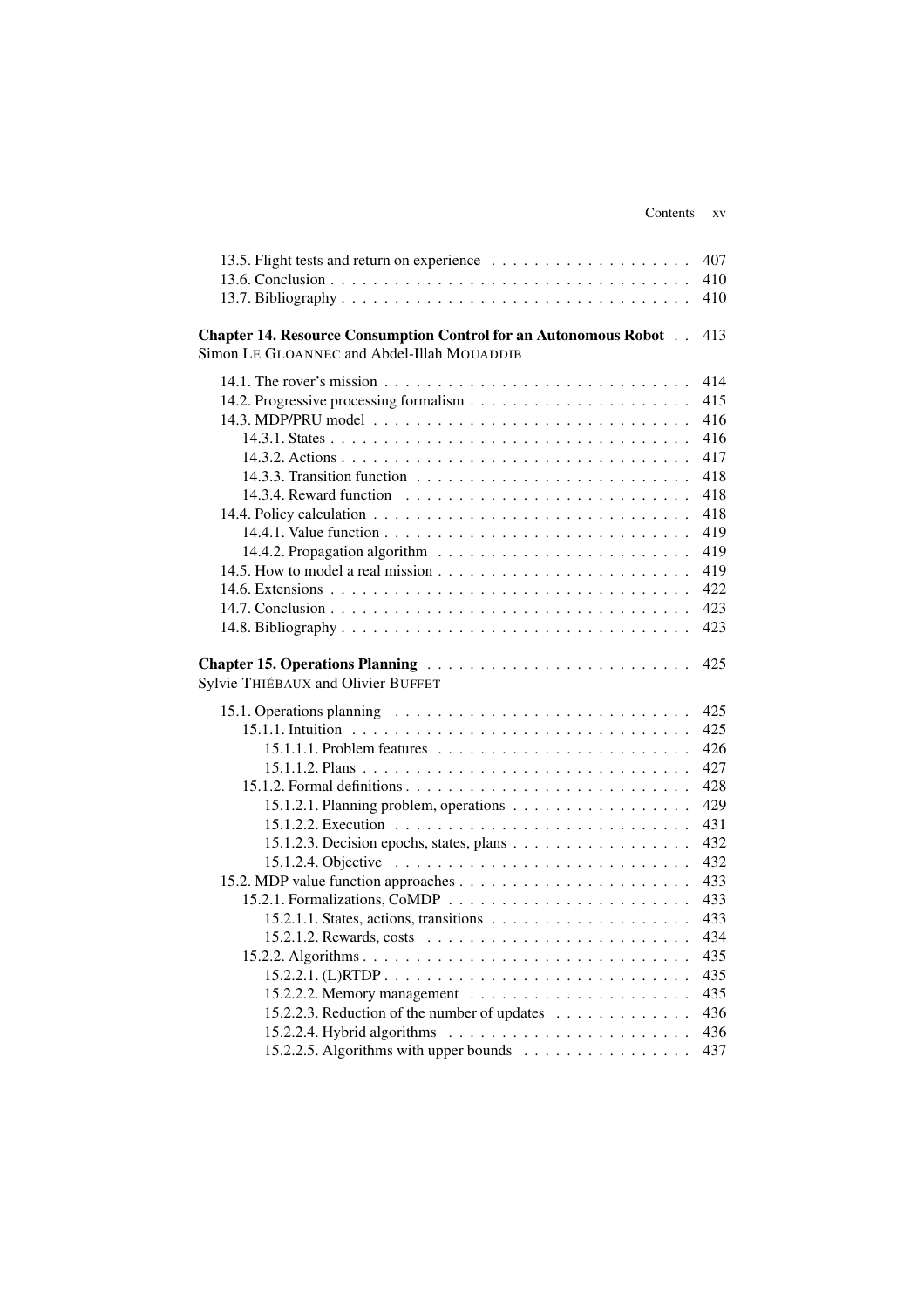13.5. Flight tests and return on experience . . . . . . . . . . . . . . . . . . . 407
13.6. Conclusion . . . . . . . . . . . . . . . . . . . . . . . . . . . . . . . . . 410
13.7. Bibliography . . . . . . . . . . . . . . . . . . . . . . . . . . . . . . . . 410

**Chapter 14. Resource Consumption Control for an Autonomous Robot** . . 413
Simon LE GLOANNEC and Abdel-Illah MOUADDIB

14.1. The rover's mission . . . . . . . . . . . . . . . . . . . . . . . . . . . . 414
14.2. Progressive processing formalism . . . . . . . . . . . . . . . . . . . . 415
14.3. MDP/PRU model . . . . . . . . . . . . . . . . . . . . . . . . . . . . . 416
14.3.1. States . . . . . . . . . . . . . . . . . . . . . . . . . . . . . . . . . 416
14.3.2. Actions . . . . . . . . . . . . . . . . . . . . . . . . . . . . . . . . 417
14.3.3. Transition function . . . . . . . . . . . . . . . . . . . . . . . . . . 418
14.3.4. Reward function . . . . . . . . . . . . . . . . . . . . . . . . . . . 418
14.4. Policy calculation . . . . . . . . . . . . . . . . . . . . . . . . . . . . 418
14.4.1. Value function . . . . . . . . . . . . . . . . . . . . . . . . . . . . 419
14.4.2. Propagation algorithm . . . . . . . . . . . . . . . . . . . . . . . . 419
14.5. How to model a real mission . . . . . . . . . . . . . . . . . . . . . . . 419
14.6. Extensions . . . . . . . . . . . . . . . . . . . . . . . . . . . . . . . . 422
14.7. Conclusion . . . . . . . . . . . . . . . . . . . . . . . . . . . . . . . . 423
14.8. Bibliography . . . . . . . . . . . . . . . . . . . . . . . . . . . . . . . 423

**Chapter 15. Operations Planning** . . . . . . . . . . . . . . . . . . . . . . . 425
Sylvie THIÉBAUX and Olivier BUFFET

15.1. Operations planning . . . . . . . . . . . . . . . . . . . . . . . . . . . 425
15.1.1. Intuition . . . . . . . . . . . . . . . . . . . . . . . . . . . . . . . 425
15.1.1.1. Problem features . . . . . . . . . . . . . . . . . . . . . . . . . 426
15.1.1.2. Plans . . . . . . . . . . . . . . . . . . . . . . . . . . . . . . . 427
15.1.2. Formal definitions . . . . . . . . . . . . . . . . . . . . . . . . . . 428
15.1.2.1. Planning problem, operations . . . . . . . . . . . . . . . . . . 429
15.1.2.2. Execution . . . . . . . . . . . . . . . . . . . . . . . . . . . . . 431
15.1.2.3. Decision epochs, states, plans . . . . . . . . . . . . . . . . . . 432
15.1.2.4. Objective . . . . . . . . . . . . . . . . . . . . . . . . . . . . . 432
15.2. MDP value function approaches . . . . . . . . . . . . . . . . . . . . . 433
15.2.1. Formalizations, CoMDP . . . . . . . . . . . . . . . . . . . . . . . 433
15.2.1.1. States, actions, transitions . . . . . . . . . . . . . . . . . . . . 433
15.2.1.2. Rewards, costs . . . . . . . . . . . . . . . . . . . . . . . . . . 434
15.2.2. Algorithms . . . . . . . . . . . . . . . . . . . . . . . . . . . . . . 435
15.2.2.1. (L)RTDP . . . . . . . . . . . . . . . . . . . . . . . . . . . . . 435
15.2.2.2. Memory management . . . . . . . . . . . . . . . . . . . . . . 435
15.2.2.3. Reduction of the number of updates . . . . . . . . . . . . . . . 436
15.2.2.4. Hybrid algorithms . . . . . . . . . . . . . . . . . . . . . . . . 436
15.2.2.5. Algorithms with upper bounds . . . . . . . . . . . . . . . . . . 437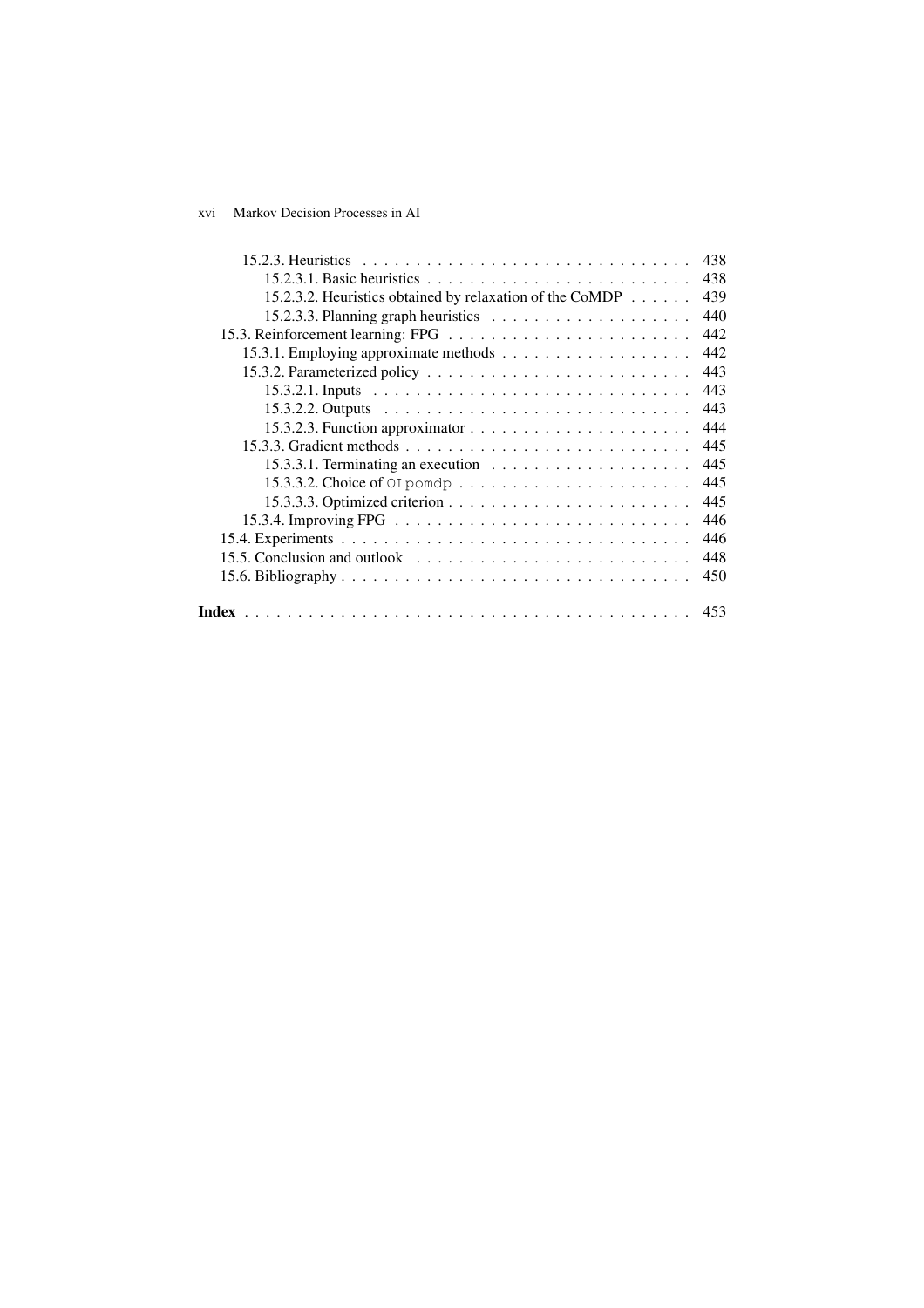15.2.3. Heuristics . . . . . . . . . . . . . . . . . . . . . . . . . . . . . . 438
15.2.3.1. Basic heuristics . . . . . . . . . . . . . . . . . . . . . . . . . 438
15.2.3.2. Heuristics obtained by relaxation of the CoMDP . . . . . . 439
15.2.3.3. Planning graph heuristics . . . . . . . . . . . . . . . . . . . 440
15.3. Reinforcement learning: FPG . . . . . . . . . . . . . . . . . . . . . . . 442
15.3.1. Employing approximate methods . . . . . . . . . . . . . . . . . . 442
15.3.2. Parameterized policy . . . . . . . . . . . . . . . . . . . . . . . . . 443
15.3.2.1. Inputs . . . . . . . . . . . . . . . . . . . . . . . . . . . . . . 443
15.3.2.2. Outputs . . . . . . . . . . . . . . . . . . . . . . . . . . . . . 443
15.3.2.3. Function approximator . . . . . . . . . . . . . . . . . . . . . 444
15.3.3. Gradient methods . . . . . . . . . . . . . . . . . . . . . . . . . . . 445
15.3.3.1. Terminating an execution . . . . . . . . . . . . . . . . . . . 445
15.3.3.2. Choice of `OLpomdp` . . . . . . . . . . . . . . . . . . . . . . 445
15.3.3.3. Optimized criterion . . . . . . . . . . . . . . . . . . . . . . . 445
15.3.4. Improving FPG . . . . . . . . . . . . . . . . . . . . . . . . . . . . 446
15.4. Experiments . . . . . . . . . . . . . . . . . . . . . . . . . . . . . . . . . 446
15.5. Conclusion and outlook . . . . . . . . . . . . . . . . . . . . . . . . . . 448
15.6. Bibliography . . . . . . . . . . . . . . . . . . . . . . . . . . . . . . . . . 450

**Index** . . . . . . . . . . . . . . . . . . . . . . . . . . . . . . . . . . . . . . . . 453